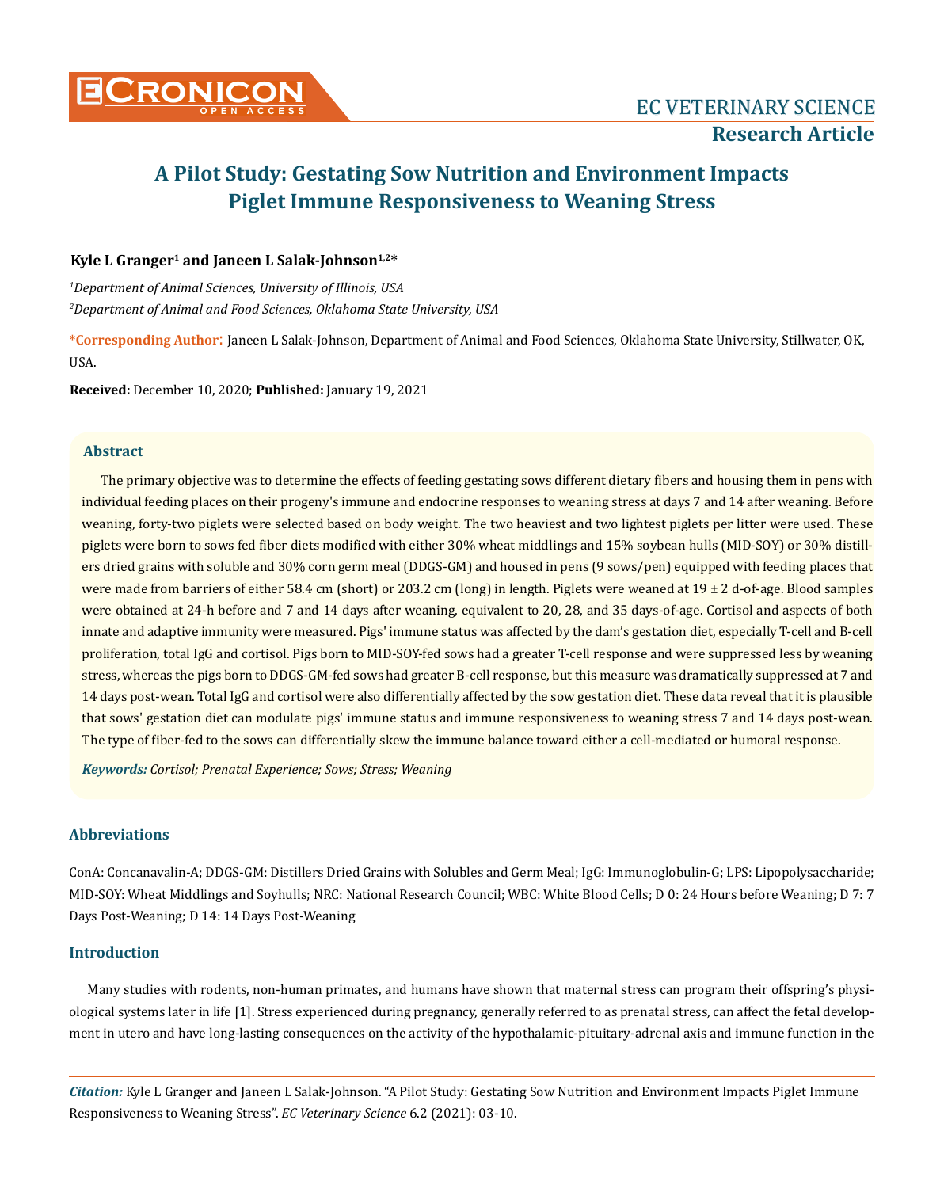# A Pilot Study: Gestating Sow Nutrition and Environment Impacts Piglet Immune Responsiveness to Weaning Stress

**Kyle L Granger[1] and Janeen L Salak-Johnson[1,2]***

*[1]Department of Animal Sciences, University of Illinois, USA*

*[2]Department of Animal and Food Sciences, Oklahoma State University, USA*

***Corresponding Author**: Janeen L Salak-Johnson, Department of Animal and Food Sciences, Oklahoma State University, Stillwater, OK, USA.

**Received:** December 10, 2020; **Published:** January 19, 2021

## Abstract

The primary objective was to determine the effects of feeding gestating sows different dietary fibers and housing them in pens with individual feeding places on their progeny's immune and endocrine responses to weaning stress at days 7 and 14 after weaning. Before weaning, forty-two piglets were selected based on body weight. The two heaviest and two lightest piglets per litter were used. These piglets were born to sows fed fiber diets modified with either 30% wheat middlings and 15% soybean hulls (MID-SOY) or 30% distillers dried grains with soluble and 30% corn germ meal (DDGS-GM) and housed in pens (9 sows/pen) equipped with feeding places that were made from barriers of either 58.4 cm (short) or 203.2 cm (long) in length. Piglets were weaned at 19 ± 2 d-of-age. Blood samples were obtained at 24-h before and 7 and 14 days after weaning, equivalent to 20, 28, and 35 days-of-age. Cortisol and aspects of both innate and adaptive immunity were measured. Pigs' immune status was affected by the dam's gestation diet, especially T-cell and B-cell proliferation, total IgG and cortisol. Pigs born to MID-SOY-fed sows had a greater T-cell response and were suppressed less by weaning stress, whereas the pigs born to DDGS-GM-fed sows had greater B-cell response, but this measure was dramatically suppressed at 7 and 14 days post-wean. Total IgG and cortisol were also differentially affected by the sow gestation diet. These data reveal that it is plausible that sows' gestation diet can modulate pigs' immune status and immune responsiveness to weaning stress 7 and 14 days post-wean. The type of fiber-fed to the sows can differentially skew the immune balance toward either a cell-mediated or humoral response.

***Keywords:*** *Cortisol; Prenatal Experience; Sows; Stress; Weaning*

## Abbreviations

ConA: Concanavalin-A; DDGS-GM: Distillers Dried Grains with Solubles and Germ Meal; IgG: Immunoglobulin-G; LPS: Lipopolysaccharide; MID-SOY: Wheat Middlings and Soyhulls; NRC: National Research Council; WBC: White Blood Cells; D 0: 24 Hours before Weaning; D 7: 7 Days Post-Weaning; D 14: 14 Days Post-Weaning

## Introduction

Many studies with rodents, non-human primates, and humans have shown that maternal stress can program their offspring's physiological systems later in life [1]. Stress experienced during pregnancy, generally referred to as prenatal stress, can affect the fetal development in utero and have long-lasting consequences on the activity of the hypothalamic-pituitary-adrenal axis and immune function in the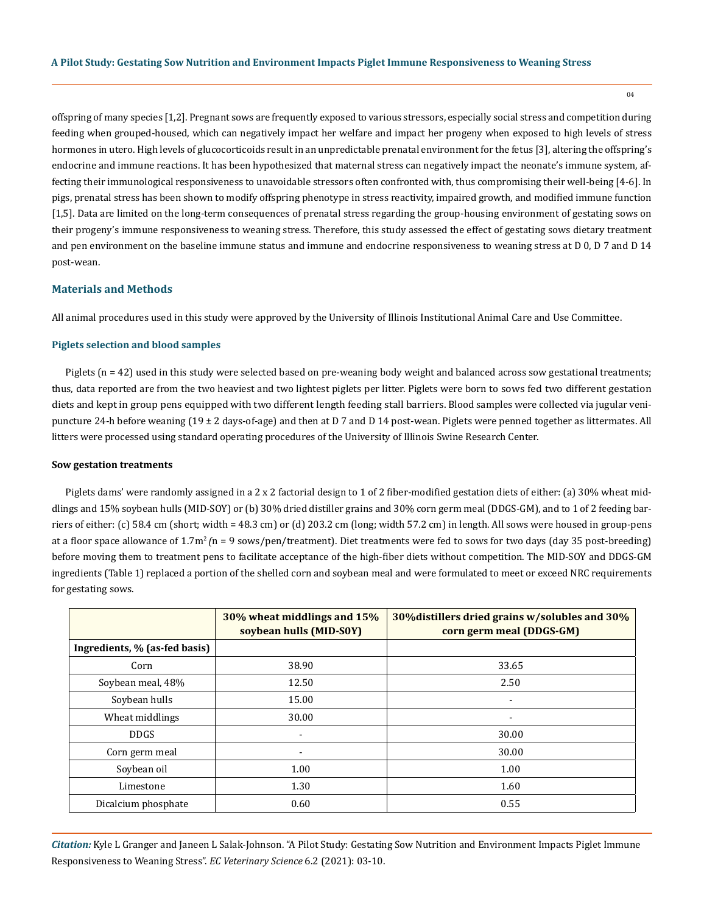offspring of many species [1,2]. Pregnant sows are frequently exposed to various stressors, especially social stress and competition during feeding when grouped-housed, which can negatively impact her welfare and impact her progeny when exposed to high levels of stress hormones in utero. High levels of glucocorticoids result in an unpredictable prenatal environment for the fetus [3], altering the offspring's endocrine and immune reactions. It has been hypothesized that maternal stress can negatively impact the neonate's immune system, affecting their immunological responsiveness to unavoidable stressors often confronted with, thus compromising their well-being [4-6]. In pigs, prenatal stress has been shown to modify offspring phenotype in stress reactivity, impaired growth, and modified immune function [1,5]. Data are limited on the long-term consequences of prenatal stress regarding the group-housing environment of gestating sows on their progeny's immune responsiveness to weaning stress. Therefore, this study assessed the effect of gestating sows dietary treatment and pen environment on the baseline immune status and immune and endocrine responsiveness to weaning stress at D 0, D 7 and D 14 post-wean.

## Materials and Methods

All animal procedures used in this study were approved by the University of Illinois Institutional Animal Care and Use Committee.

### Piglets selection and blood samples

Piglets (n = 42) used in this study were selected based on pre-weaning body weight and balanced across sow gestational treatments; thus, data reported are from the two heaviest and two lightest piglets per litter. Piglets were born to sows fed two different gestation diets and kept in group pens equipped with two different length feeding stall barriers. Blood samples were collected via jugular venipuncture 24-h before weaning (19 ± 2 days-of-age) and then at D 7 and D 14 post-wean. Piglets were penned together as littermates. All litters were processed using standard operating procedures of the University of Illinois Swine Research Center.

**Sow gestation treatments**

Piglets dams' were randomly assigned in a 2 x 2 factorial design to 1 of 2 fiber-modified gestation diets of either: (a) 30% wheat middlings and 15% soybean hulls (MID-SOY) or (b) 30% dried distiller grains and 30% corn germ meal (DDGS-GM), and to 1 of 2 feeding barriers of either: (c) 58.4 cm (short; width = 48.3 cm) or (d) 203.2 cm (long; width 57.2 cm) in length. All sows were housed in group-pens at a floor space allowance of 1.7m$^2$ (n = 9 sows/pen/treatment). Diet treatments were fed to sows for two days (day 35 post-breeding) before moving them to treatment pens to facilitate acceptance of the high-fiber diets without competition. The MID-SOY and DDGS-GM ingredients (Table 1) replaced a portion of the shelled corn and soybean meal and were formulated to meet or exceed NRC requirements for gestating sows.

| | 30% wheat middlings and 15% soybean hulls (MID-SOY) | 30%distillers dried grains w/solubles and 30% corn germ meal (DDGS-GM) |
|---|---|---|
| **Ingredients, % (as-fed basis)** | | |
| Corn | 38.90 | 33.65 |
| Soybean meal, 48% | 12.50 | 2.50 |
| Soybean hulls | 15.00 | - |
| Wheat middlings | 30.00 | - |
| DDGS | - | 30.00 |
| Corn germ meal | - | 30.00 |
| Soybean oil | 1.00 | 1.00 |
| Limestone | 1.30 | 1.60 |
| Dicalcium phosphate | 0.60 | 0.55 |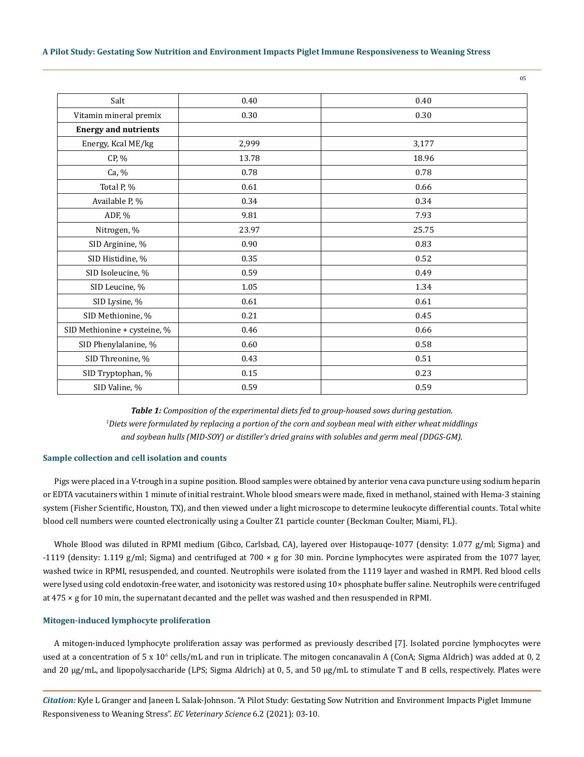| Salt | 0.40 | 0.40 |
|---|---|---|
| Vitamin mineral premix | 0.30 | 0.30 |
| **Energy and nutrients** | | |
| Energy, Kcal ME/kg | 2,999 | 3,177 |
| CP, % | 13.78 | 18.96 |
| Ca, % | 0.78 | 0.78 |
| Total P, % | 0.61 | 0.66 |
| Available P, % | 0.34 | 0.34 |
| ADF, % | 9.81 | 7.93 |
| Nitrogen, % | 23.97 | 25.75 |
| SID Arginine, % | 0.90 | 0.83 |
| SID Histidine, % | 0.35 | 0.52 |
| SID Isoleucine, % | 0.59 | 0.49 |
| SID Leucine, % | 1.05 | 1.34 |
| SID Lysine, % | 0.61 | 0.61 |
| SID Methionine, % | 0.21 | 0.45 |
| SID Methionine + cysteine, % | 0.46 | 0.66 |
| SID Phenylalanine, % | 0.60 | 0.58 |
| SID Threonine, % | 0.43 | 0.51 |
| SID Tryptophan, % | 0.15 | 0.23 |
| SID Valine, % | 0.59 | 0.59 |

***Table 1:*** *Composition of the experimental diets fed to group-housed sows during gestation.*
*[1]Diets were formulated by replacing a portion of the corn and soybean meal with either wheat middlings and soybean hulls (MID-SOY) or distiller's dried grains with solubles and germ meal (DDGS-GM).*

### Sample collection and cell isolation and counts

Pigs were placed in a V-trough in a supine position. Blood samples were obtained by anterior vena cava puncture using sodium heparin or EDTA vacutainers within 1 minute of initial restraint. Whole blood smears were made, fixed in methanol, stained with Hema-3 staining system (Fisher Scientific, Houston, TX), and then viewed under a light microscope to determine leukocyte differential counts. Total white blood cell numbers were counted electronically using a Coulter Z1 particle counter (Beckman Coulter, Miami, FL).

Whole Blood was diluted in RPMI medium (Gibco, Carlsbad, CA), layered over Histopauqe-1077 (density: 1.077 g/ml; Sigma) and -1119 (density: 1.119 g/ml; Sigma) and centrifuged at 700 × g for 30 min. Porcine lymphocytes were aspirated from the 1077 layer, washed twice in RPMI, resuspended, and counted. Neutrophils were isolated from the 1119 layer and washed in RMPI. Red blood cells were lysed using cold endotoxin-free water, and isotonicity was restored using 10× phosphate buffer saline. Neutrophils were centrifuged at 475 × g for 10 min, the supernatant decanted and the pellet was washed and then resuspended in RPMI.

### Mitogen-induced lymphocyte proliferation

A mitogen-induced lymphocyte proliferation assay was performed as previously described [7]. Isolated porcine lymphocytes were used at a concentration of $5 \times 10^6$ cells/mL and run in triplicate. The mitogen concanavalin A (ConA; Sigma Aldrich) was added at 0, 2 and 20 μg/mL, and lipopolysaccharide (LPS; Sigma Aldrich) at 0, 5, and 50 μg/mL to stimulate T and B cells, respectively. Plates were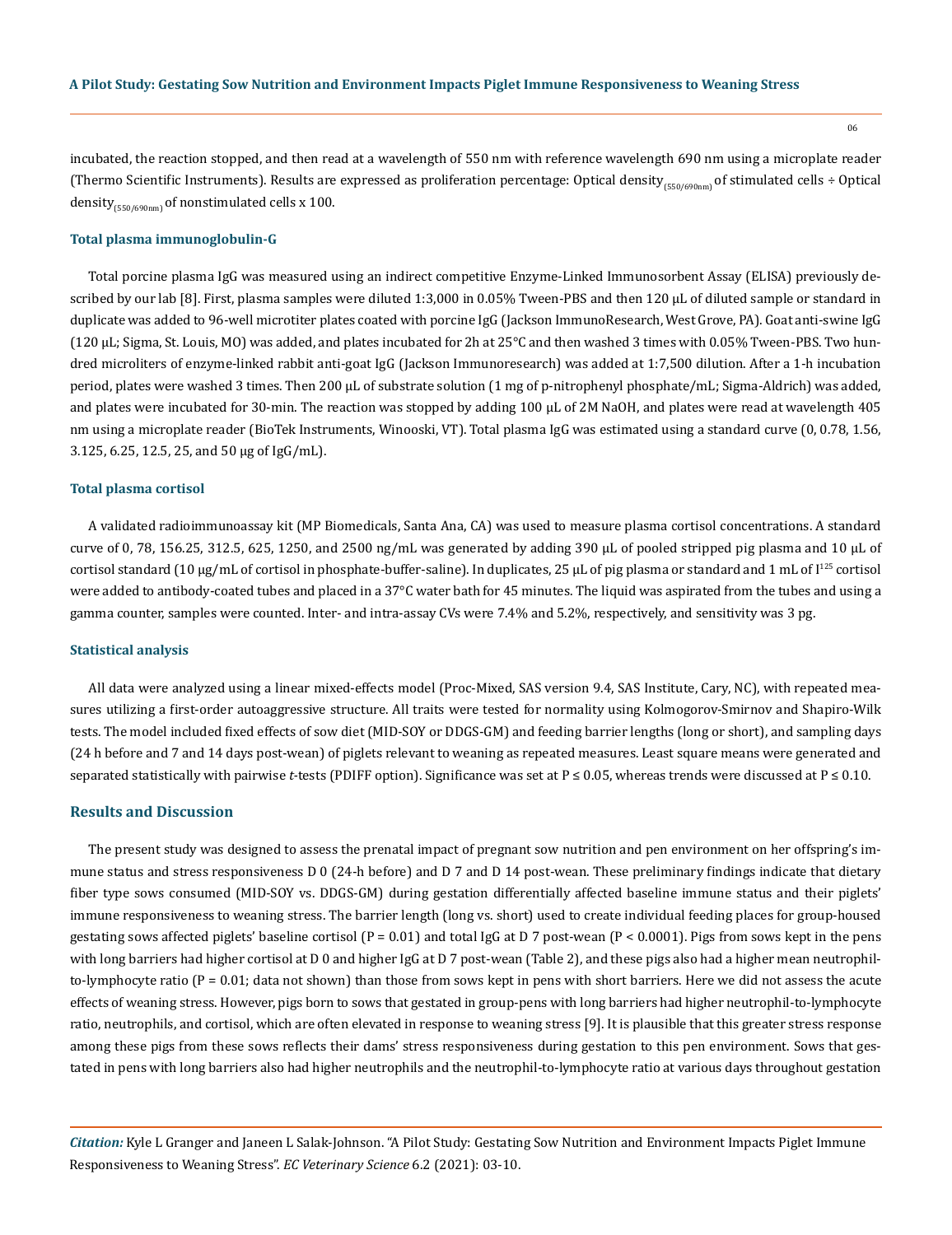incubated, the reaction stopped, and then read at a wavelength of 550 nm with reference wavelength 690 nm using a microplate reader (Thermo Scientific Instruments). Results are expressed as proliferation percentage: Optical density$_{(550/690nm)}$ of stimulated cells ÷ Optical density$_{(550/690nm)}$ of nonstimulated cells x 100.

### Total plasma immunoglobulin-G

Total porcine plasma IgG was measured using an indirect competitive Enzyme-Linked Immunosorbent Assay (ELISA) previously described by our lab [8]. First, plasma samples were diluted 1:3,000 in 0.05% Tween-PBS and then 120 µL of diluted sample or standard in duplicate was added to 96-well microtiter plates coated with porcine IgG (Jackson ImmunoResearch, West Grove, PA). Goat anti-swine IgG (120 µL; Sigma, St. Louis, MO) was added, and plates incubated for 2h at 25°C and then washed 3 times with 0.05% Tween-PBS. Two hundred microliters of enzyme-linked rabbit anti-goat IgG (Jackson Immunoresearch) was added at 1:7,500 dilution. After a 1-h incubation period, plates were washed 3 times. Then 200 µL of substrate solution (1 mg of p-nitrophenyl phosphate/mL; Sigma-Aldrich) was added, and plates were incubated for 30-min. The reaction was stopped by adding 100 µL of 2M NaOH, and plates were read at wavelength 405 nm using a microplate reader (BioTek Instruments, Winooski, VT). Total plasma IgG was estimated using a standard curve (0, 0.78, 1.56, 3.125, 6.25, 12.5, 25, and 50 µg of IgG/mL).

### Total plasma cortisol

A validated radioimmunoassay kit (MP Biomedicals, Santa Ana, CA) was used to measure plasma cortisol concentrations. A standard curve of 0, 78, 156.25, 312.5, 625, 1250, and 2500 ng/mL was generated by adding 390 µL of pooled stripped pig plasma and 10 µL of cortisol standard (10 µg/mL of cortisol in phosphate-buffer-saline). In duplicates, 25 µL of pig plasma or standard and 1 mL of $I^{125}$ cortisol were added to antibody-coated tubes and placed in a 37°C water bath for 45 minutes. The liquid was aspirated from the tubes and using a gamma counter, samples were counted. Inter- and intra-assay CVs were 7.4% and 5.2%, respectively, and sensitivity was 3 pg.

### Statistical analysis

All data were analyzed using a linear mixed-effects model (Proc-Mixed, SAS version 9.4, SAS Institute, Cary, NC), with repeated measures utilizing a first-order autoaggressive structure. All traits were tested for normality using Kolmogorov-Smirnov and Shapiro-Wilk tests. The model included fixed effects of sow diet (MID-SOY or DDGS-GM) and feeding barrier lengths (long or short), and sampling days (24 h before and 7 and 14 days post-wean) of piglets relevant to weaning as repeated measures. Least square means were generated and separated statistically with pairwise *t*-tests (PDIFF option). Significance was set at $P \leq 0.05$, whereas trends were discussed at $P \leq 0.10$.

## Results and Discussion

The present study was designed to assess the prenatal impact of pregnant sow nutrition and pen environment on her offspring's immune status and stress responsiveness D 0 (24-h before) and D 7 and D 14 post-wean. These preliminary findings indicate that dietary fiber type sows consumed (MID-SOY vs. DDGS-GM) during gestation differentially affected baseline immune status and their piglets' immune responsiveness to weaning stress. The barrier length (long vs. short) used to create individual feeding places for group-housed gestating sows affected piglets' baseline cortisol ($P = 0.01$) and total IgG at D 7 post-wean ($P < 0.0001$). Pigs from sows kept in the pens with long barriers had higher cortisol at D 0 and higher IgG at D 7 post-wean (Table 2), and these pigs also had a higher mean neutrophil-to-lymphocyte ratio ($P = 0.01$; data not shown) than those from sows kept in pens with short barriers. Here we did not assess the acute effects of weaning stress. However, pigs born to sows that gestated in group-pens with long barriers had higher neutrophil-to-lymphocyte ratio, neutrophils, and cortisol, which are often elevated in response to weaning stress [9]. It is plausible that this greater stress response among these pigs from these sows reflects their dams' stress responsiveness during gestation to this pen environment. Sows that gestated in pens with long barriers also had higher neutrophils and the neutrophil-to-lymphocyte ratio at various days throughout gestation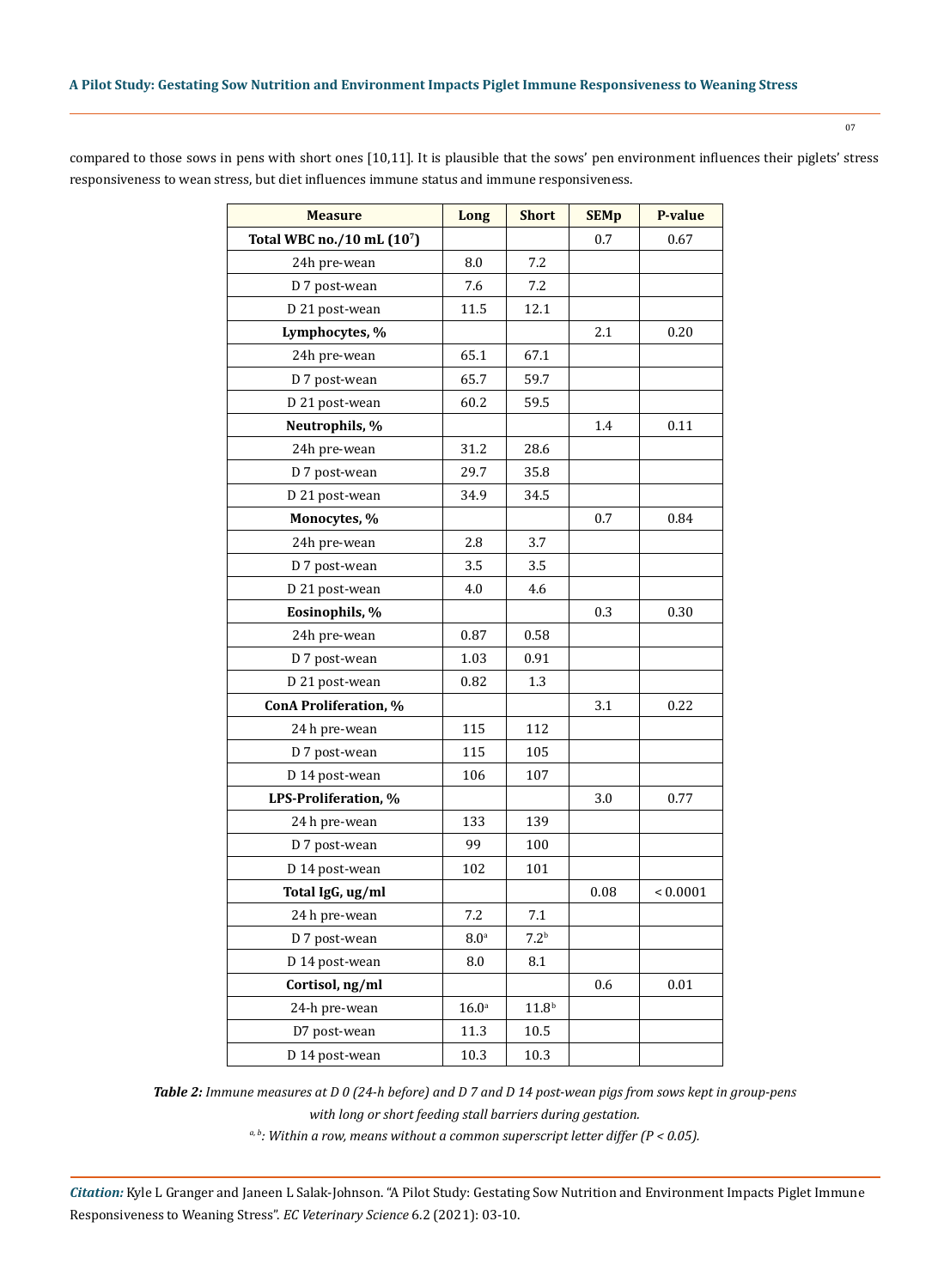compared to those sows in pens with short ones [10,11]. It is plausible that the sows' pen environment influences their piglets' stress responsiveness to wean stress, but diet influences immune status and immune responsiveness.

| Measure | Long | Short | SEMp | P-value |
|---|---|---|---|---|
| **Total WBC no./10 mL ($10^7$)** | | | 0.7 | 0.67 |
| 24h pre-wean | 8.0 | 7.2 | | |
| D 7 post-wean | 7.6 | 7.2 | | |
| D 21 post-wean | 11.5 | 12.1 | | |
| **Lymphocytes, %** | | | 2.1 | 0.20 |
| 24h pre-wean | 65.1 | 67.1 | | |
| D 7 post-wean | 65.7 | 59.7 | | |
| D 21 post-wean | 60.2 | 59.5 | | |
| **Neutrophils, %** | | | 1.4 | 0.11 |
| 24h pre-wean | 31.2 | 28.6 | | |
| D 7 post-wean | 29.7 | 35.8 | | |
| D 21 post-wean | 34.9 | 34.5 | | |
| **Monocytes, %** | | | 0.7 | 0.84 |
| 24h pre-wean | 2.8 | 3.7 | | |
| D 7 post-wean | 3.5 | 3.5 | | |
| D 21 post-wean | 4.0 | 4.6 | | |
| **Eosinophils, %** | | | 0.3 | 0.30 |
| 24h pre-wean | 0.87 | 0.58 | | |
| D 7 post-wean | 1.03 | 0.91 | | |
| D 21 post-wean | 0.82 | 1.3 | | |
| **ConA Proliferation, %** | | | 3.1 | 0.22 |
| 24 h pre-wean | 115 | 112 | | |
| D 7 post-wean | 115 | 105 | | |
| D 14 post-wean | 106 | 107 | | |
| **LPS-Proliferation, %** | | | 3.0 | 0.77 |
| 24 h pre-wean | 133 | 139 | | |
| D 7 post-wean | 99 | 100 | | |
| D 14 post-wean | 102 | 101 | | |
| **Total IgG, ug/ml** | | | 0.08 | < 0.0001 |
| 24 h pre-wean | 7.2 | 7.1 | | |
| D 7 post-wean | 8.0[a] | 7.2[b] | | |
| D 14 post-wean | 8.0 | 8.1 | | |
| **Cortisol, ng/ml** | | | 0.6 | 0.01 |
| 24-h pre-wean | 16.0[a] | 11.8[b] | | |
| D7 post-wean | 11.3 | 10.5 | | |
| D 14 post-wean | 10.3 | 10.3 | | |

***Table 2:*** *Immune measures at D 0 (24-h before) and D 7 and D 14 post-wean pigs from sows kept in group-pens with long or short feeding stall barriers during gestation.*

*[a, b]: Within a row, means without a common superscript letter differ ($P < 0.05$).*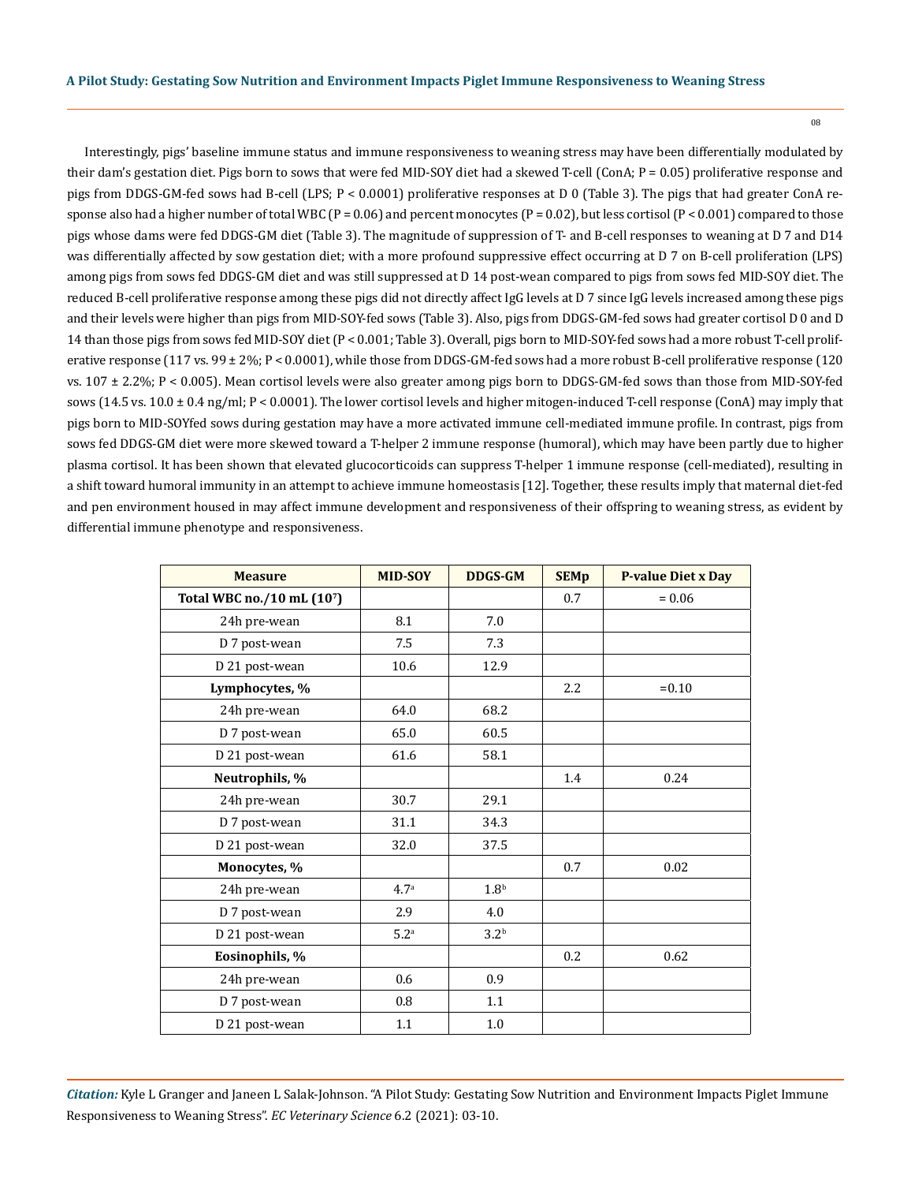Interestingly, pigs' baseline immune status and immune responsiveness to weaning stress may have been differentially modulated by their dam's gestation diet. Pigs born to sows that were fed MID-SOY diet had a skewed T-cell (ConA; $P = 0.05$) proliferative response and pigs from DDGS-GM-fed sows had B-cell (LPS; $P < 0.0001$) proliferative responses at D 0 (Table 3). The pigs that had greater ConA response also had a higher number of total WBC ($P = 0.06$) and percent monocytes ($P = 0.02$), but less cortisol ($P < 0.001$) compared to those pigs whose dams were fed DDGS-GM diet (Table 3). The magnitude of suppression of T- and B-cell responses to weaning at D 7 and D14 was differentially affected by sow gestation diet; with a more profound suppressive effect occurring at D 7 on B-cell proliferation (LPS) among pigs from sows fed DDGS-GM diet and was still suppressed at D 14 post-wean compared to pigs from sows fed MID-SOY diet. The reduced B-cell proliferative response among these pigs did not directly affect IgG levels at D 7 since IgG levels increased among these pigs and their levels were higher than pigs from MID-SOY-fed sows (Table 3). Also, pigs from DDGS-GM-fed sows had greater cortisol D 0 and D 14 than those pigs from sows fed MID-SOY diet ($P < 0.001$; Table 3). Overall, pigs born to MID-SOY-fed sows had a more robust T-cell proliferative response (117 vs. 99 ± 2%; $P < 0.0001$), while those from DDGS-GM-fed sows had a more robust B-cell proliferative response (120 vs. 107 ± 2.2%; $P < 0.005$). Mean cortisol levels were also greater among pigs born to DDGS-GM-fed sows than those from MID-SOY-fed sows (14.5 vs. 10.0 ± 0.4 ng/ml; $P < 0.0001$). The lower cortisol levels and higher mitogen-induced T-cell response (ConA) may imply that pigs born to MID-SOYfed sows during gestation may have a more activated immune cell-mediated immune profile. In contrast, pigs from sows fed DDGS-GM diet were more skewed toward a T-helper 2 immune response (humoral), which may have been partly due to higher plasma cortisol. It has been shown that elevated glucocorticoids can suppress T-helper 1 immune response (cell-mediated), resulting in a shift toward humoral immunity in an attempt to achieve immune homeostasis [12]. Together, these results imply that maternal diet-fed and pen environment housed in may affect immune development and responsiveness of their offspring to weaning stress, as evident by differential immune phenotype and responsiveness.

| Measure | MID-SOY | DDGS-GM | SEMp | P-value Diet x Day |
|---|---|---|---|---|
| **Total WBC no./10 mL ($10^7$)** | | | 0.7 | = 0.06 |
| 24h pre-wean | 8.1 | 7.0 | | |
| D 7 post-wean | 7.5 | 7.3 | | |
| D 21 post-wean | 10.6 | 12.9 | | |
| **Lymphocytes, %** | | | 2.2 | =0.10 |
| 24h pre-wean | 64.0 | 68.2 | | |
| D 7 post-wean | 65.0 | 60.5 | | |
| D 21 post-wean | 61.6 | 58.1 | | |
| **Neutrophils, %** | | | 1.4 | 0.24 |
| 24h pre-wean | 30.7 | 29.1 | | |
| D 7 post-wean | 31.1 | 34.3 | | |
| D 21 post-wean | 32.0 | 37.5 | | |
| **Monocytes, %** | | | 0.7 | 0.02 |
| 24h pre-wean | 4.7[a] | 1.8[b] | | |
| D 7 post-wean | 2.9 | 4.0 | | |
| D 21 post-wean | 5.2[a] | 3.2[b] | | |
| **Eosinophils, %** | | | 0.2 | 0.62 |
| 24h pre-wean | 0.6 | 0.9 | | |
| D 7 post-wean | 0.8 | 1.1 | | |
| D 21 post-wean | 1.1 | 1.0 | | |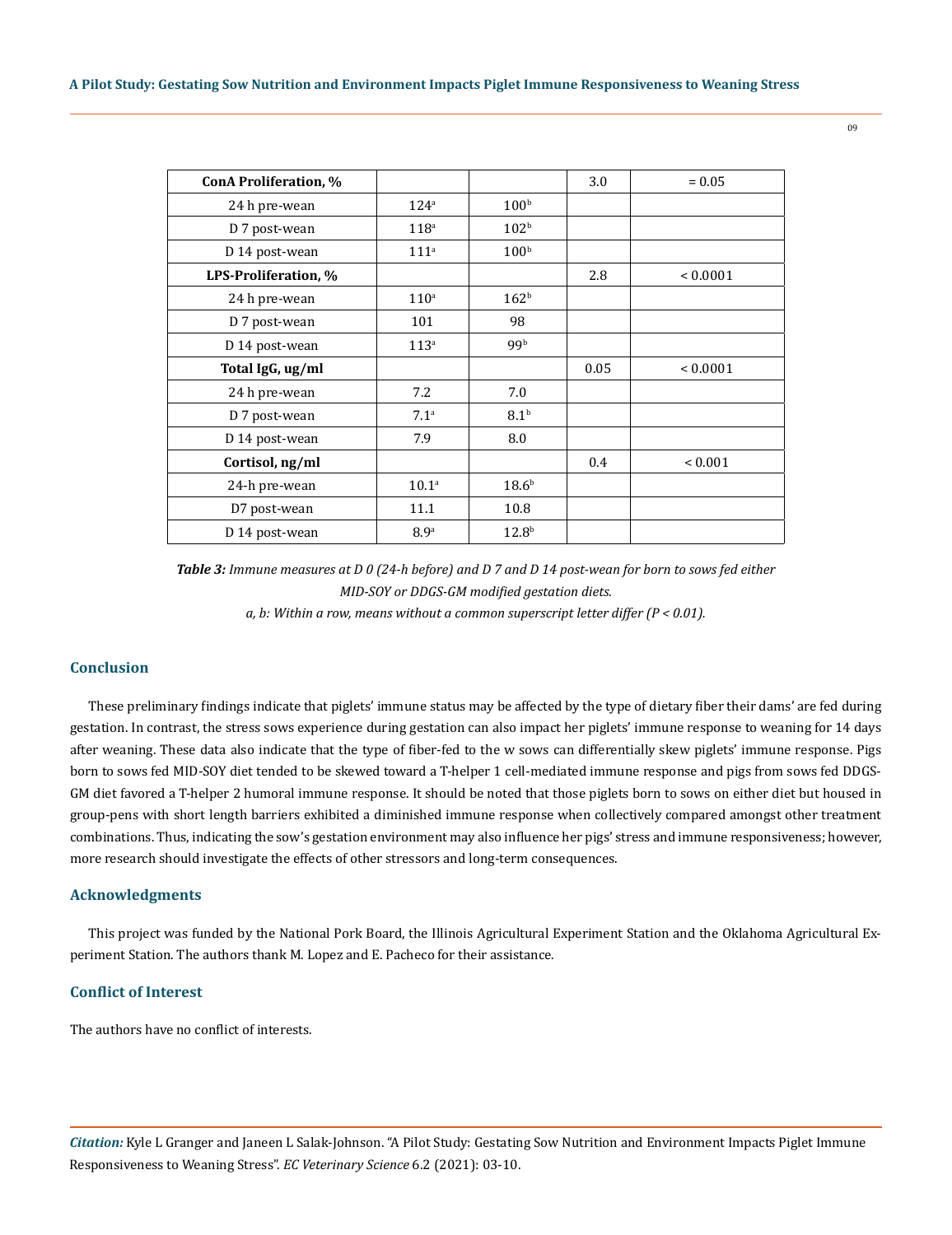| **ConA Proliferation, %** | | | 3.0 | = 0.05 |
|---|---|---|---|---|
| 24 h pre-wean | 124[a] | 100[b] | | |
| D 7 post-wean | 118[a] | 102[b] | | |
| D 14 post-wean | 111[a] | 100[b] | | |
| **LPS-Proliferation, %** | | | 2.8 | < 0.0001 |
| 24 h pre-wean | 110[a] | 162[b] | | |
| D 7 post-wean | 101 | 98 | | |
| D 14 post-wean | 113[a] | 99[b] | | |
| **Total IgG, ug/ml** | | | 0.05 | < 0.0001 |
| 24 h pre-wean | 7.2 | 7.0 | | |
| D 7 post-wean | 7.1[a] | 8.1[b] | | |
| D 14 post-wean | 7.9 | 8.0 | | |
| **Cortisol, ng/ml** | | | 0.4 | < 0.001 |
| 24-h pre-wean | 10.1[a] | 18.6[b] | | |
| D7 post-wean | 11.1 | 10.8 | | |
| D 14 post-wean | 8.9[a] | 12.8[b] | | |

***Table 3:*** *Immune measures at D 0 (24-h before) and D 7 and D 14 post-wean for born to sows fed either MID-SOY or DDGS-GM modified gestation diets.*

*a, b: Within a row, means without a common superscript letter differ (P < 0.01).*

## Conclusion

These preliminary findings indicate that piglets' immune status may be affected by the type of dietary fiber their dams' are fed during gestation. In contrast, the stress sows experience during gestation can also impact her piglets' immune response to weaning for 14 days after weaning. These data also indicate that the type of fiber-fed to the w sows can differentially skew piglets' immune response. Pigs born to sows fed MID-SOY diet tended to be skewed toward a T-helper 1 cell-mediated immune response and pigs from sows fed DDGS-GM diet favored a T-helper 2 humoral immune response. It should be noted that those piglets born to sows on either diet but housed in group-pens with short length barriers exhibited a diminished immune response when collectively compared amongst other treatment combinations. Thus, indicating the sow's gestation environment may also influence her pigs' stress and immune responsiveness; however, more research should investigate the effects of other stressors and long-term consequences.

## Acknowledgments

This project was funded by the National Pork Board, the Illinois Agricultural Experiment Station and the Oklahoma Agricultural Experiment Station. The authors thank M. Lopez and E. Pacheco for their assistance.

## Conflict of Interest

The authors have no conflict of interests.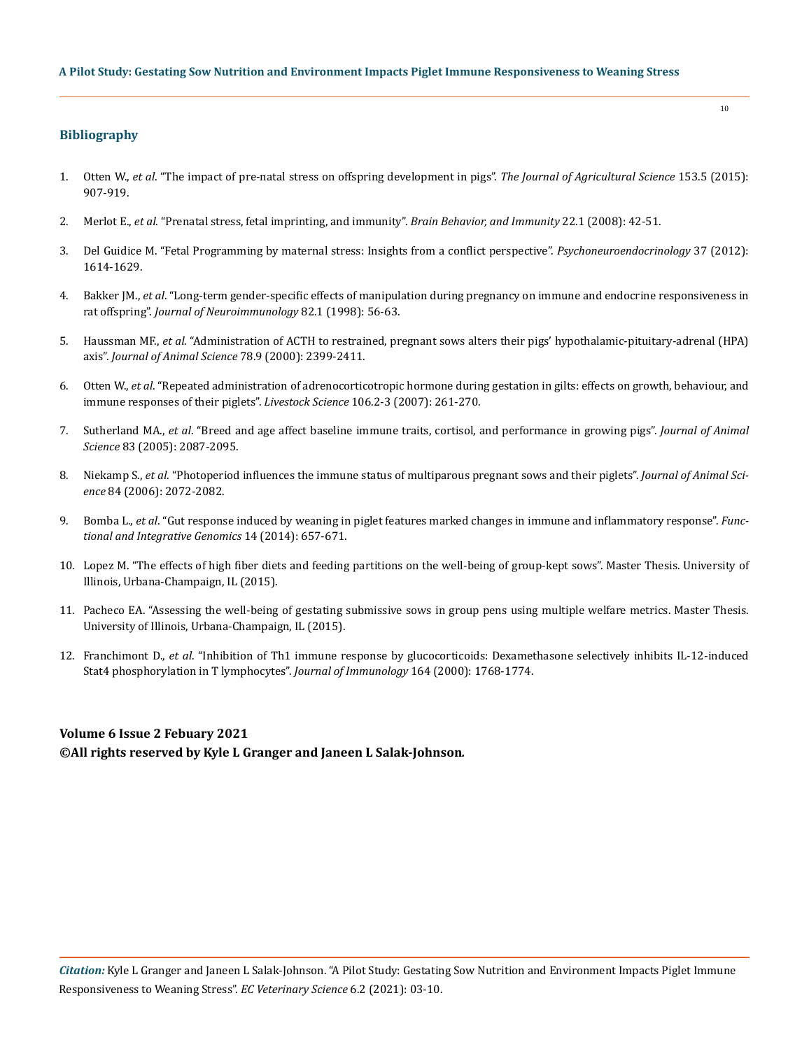## Bibliography

1. Otten W., *et al*. "The impact of pre-natal stress on offspring development in pigs". *The Journal of Agricultural Science* 153.5 (2015): 907-919.
2. Merlot E., *et al*. "Prenatal stress, fetal imprinting, and immunity". *Brain Behavior, and Immunity* 22.1 (2008): 42-51.
3. Del Guidice M. "Fetal Programming by maternal stress: Insights from a conflict perspective". *Psychoneuroendocrinology* 37 (2012): 1614-1629.
4. Bakker JM., *et al*. "Long-term gender-specific effects of manipulation during pregnancy on immune and endocrine responsiveness in rat offspring". *Journal of Neuroimmunology* 82.1 (1998): 56-63.
5. Haussman MF., *et al*. "Administration of ACTH to restrained, pregnant sows alters their pigs' hypothalamic-pituitary-adrenal (HPA) axis". *Journal of Animal Science* 78.9 (2000): 2399-2411.
6. Otten W., *et al*. "Repeated administration of adrenocorticotropic hormone during gestation in gilts: effects on growth, behaviour, and immune responses of their piglets". *Livestock Science* 106.2-3 (2007): 261-270.
7. Sutherland MA., *et al*. "Breed and age affect baseline immune traits, cortisol, and performance in growing pigs". *Journal of Animal Science* 83 (2005): 2087-2095.
8. Niekamp S., *et al*. "Photoperiod influences the immune status of multiparous pregnant sows and their piglets". *Journal of Animal Science* 84 (2006): 2072-2082.
9. Bomba L., *et al*. "Gut response induced by weaning in piglet features marked changes in immune and inflammatory response". *Functional and Integrative Genomics* 14 (2014): 657-671.
10. Lopez M. "The effects of high fiber diets and feeding partitions on the well-being of group-kept sows". Master Thesis. University of Illinois, Urbana-Champaign, IL (2015).
11. Pacheco EA. "Assessing the well-being of gestating submissive sows in group pens using multiple welfare metrics. Master Thesis. University of Illinois, Urbana-Champaign, IL (2015).
12. Franchimont D., *et al*. "Inhibition of Th1 immune response by glucocorticoids: Dexamethasone selectively inhibits IL-12-induced Stat4 phosphorylation in T lymphocytes". *Journal of Immunology* 164 (2000): 1768-1774.

**Volume 6 Issue 2 Febuary 2021**
**©All rights reserved by Kyle L Granger and Janeen L Salak-Johnson.**